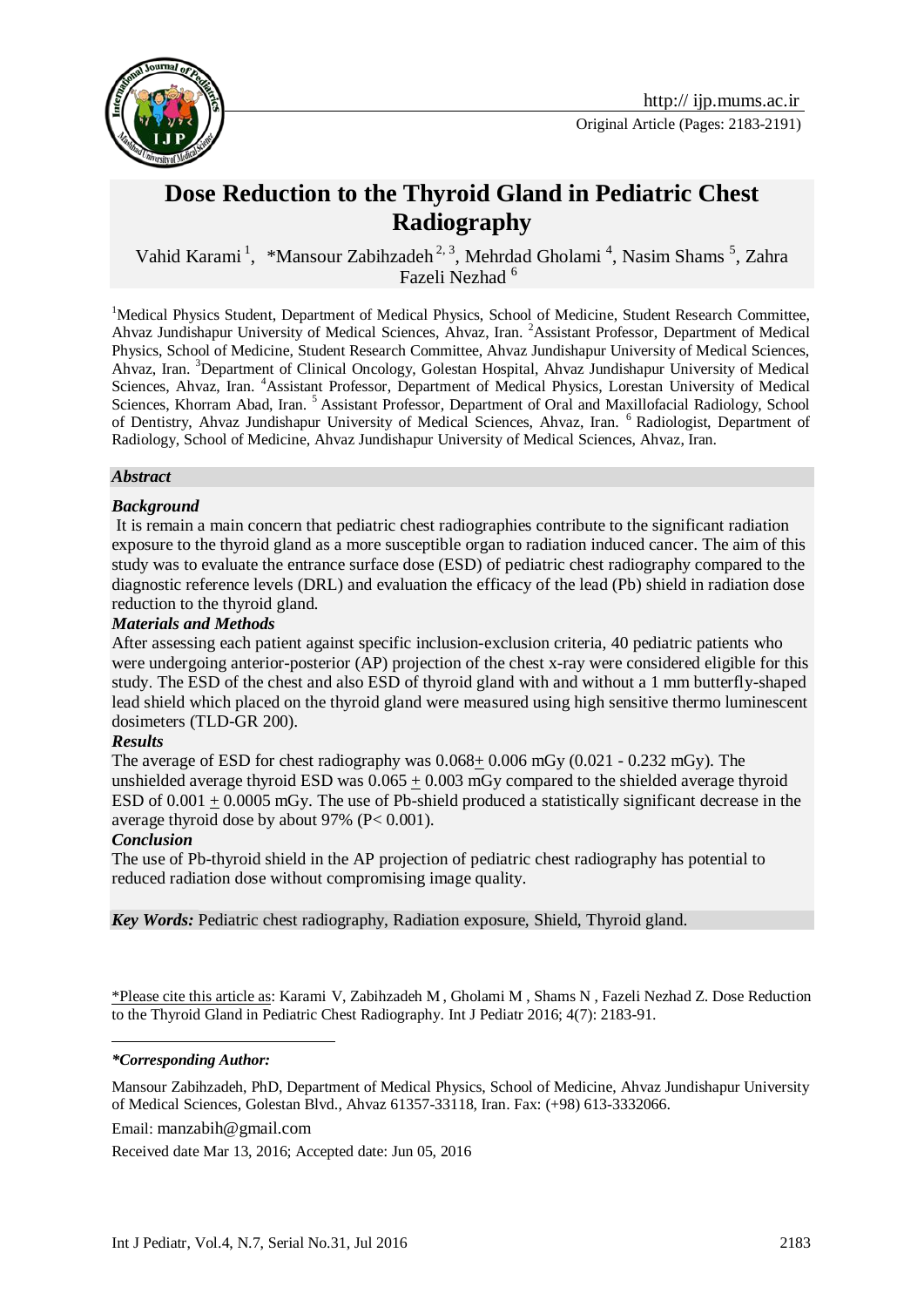Original Article (Pages: 2183-2191)

# Dose Reduction to the Thyroid Gland in Pediatric Chest Radiography

Vahid Karami [1], *Mansour Zabihzadeh [2, 3], Mehrdad Gholami [4], Nasim Shams [5], Zahra Fazeli Nezhad [6]

[1]Medical Physics Student, Department of Medical Physics, School of Medicine, Student Research Committee, Ahvaz Jundishapur University of Medical Sciences, Ahvaz, Iran. [2]Assistant Professor, Department of Medical Physics, School of Medicine, Student Research Committee, Ahvaz Jundishapur University of Medical Sciences, Ahvaz, Iran. [3]Department of Clinical Oncology, Golestan Hospital, Ahvaz Jundishapur University of Medical Sciences, Ahvaz, Iran. [4]Assistant Professor, Department of Medical Physics, Lorestan University of Medical Sciences, Khorram Abad, Iran. [5] Assistant Professor, Department of Oral and Maxillofacial Radiology, School of Dentistry, Ahvaz Jundishapur University of Medical Sciences, Ahvaz, Iran. [6] Radiologist, Department of Radiology, School of Medicine, Ahvaz Jundishapur University of Medical Sciences, Ahvaz, Iran.

## *Abstract*

### *Background*

It is remain a main concern that pediatric chest radiographies contribute to the significant radiation exposure to the thyroid gland as a more susceptible organ to radiation induced cancer. The aim of this study was to evaluate the entrance surface dose (ESD) of pediatric chest radiography compared to the diagnostic reference levels (DRL) and evaluation the efficacy of the lead (Pb) shield in radiation dose reduction to the thyroid gland.

### *Materials and Methods*

After assessing each patient against specific inclusion-exclusion criteria, 40 pediatric patients who were undergoing anterior-posterior (AP) projection of the chest x-ray were considered eligible for this study. The ESD of the chest and also ESD of thyroid gland with and without a 1 mm butterfly-shaped lead shield which placed on the thyroid gland were measured using high sensitive thermo luminescent dosimeters (TLD-GR 200).

### *Results*

The average of ESD for chest radiography was 0.068± 0.006 mGy (0.021 - 0.232 mGy). The unshielded average thyroid ESD was 0.065 ± 0.003 mGy compared to the shielded average thyroid ESD of 0.001 ± 0.0005 mGy. The use of Pb-shield produced a statistically significant decrease in the average thyroid dose by about 97% ($P< 0.001$).

### *Conclusion*

The use of Pb-thyroid shield in the AP projection of pediatric chest radiography has potential to reduced radiation dose without compromising image quality.

***Key Words:*** Pediatric chest radiography, Radiation exposure, Shield, Thyroid gland.

*Please cite this article as: Karami V, Zabihzadeh M , Gholami M , Shams N , Fazeli Nezhad Z. Dose Reduction to the Thyroid Gland in Pediatric Chest Radiography. Int J Pediatr 2016; 4(7): 2183-91.

***Corresponding Author:***

Mansour Zabihzadeh, PhD, Department of Medical Physics, School of Medicine, Ahvaz Jundishapur University of Medical Sciences, Golestan Blvd., Ahvaz 61357-33118, Iran. Fax: (+98) 613-3332066.

Email: manzabih@gmail.com

Received date Mar 13, 2016; Accepted date: Jun 05, 2016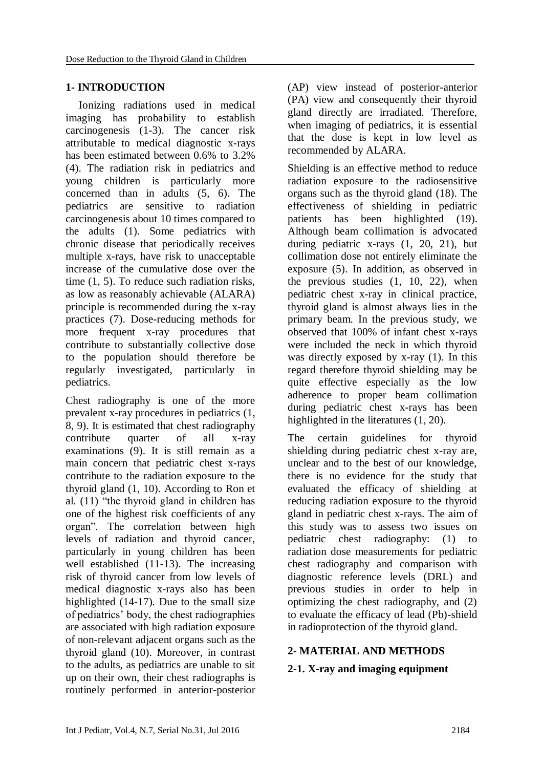## 1- INTRODUCTION

Ionizing radiations used in medical imaging has probability to establish carcinogenesis (1-3). The cancer risk attributable to medical diagnostic x-rays has been estimated between 0.6% to 3.2% (4). The radiation risk in pediatrics and young children is particularly more concerned than in adults (5, 6). The pediatrics are sensitive to radiation carcinogenesis about 10 times compared to the adults (1). Some pediatrics with chronic disease that periodically receives multiple x-rays, have risk to unacceptable increase of the cumulative dose over the time (1, 5). To reduce such radiation risks, as low as reasonably achievable (ALARA) principle is recommended during the x-ray practices (7). Dose-reducing methods for more frequent x-ray procedures that contribute to substantially collective dose to the population should therefore be regularly investigated, particularly in pediatrics.

Chest radiography is one of the more prevalent x-ray procedures in pediatrics (1, 8, 9). It is estimated that chest radiography contribute quarter of all x-ray examinations (9). It is still remain as a main concern that pediatric chest x-rays contribute to the radiation exposure to the thyroid gland (1, 10). According to Ron et al. (11) "the thyroid gland in children has one of the highest risk coefficients of any organ". The correlation between high levels of radiation and thyroid cancer, particularly in young children has been well established (11-13). The increasing risk of thyroid cancer from low levels of medical diagnostic x-rays also has been highlighted (14-17). Due to the small size of pediatrics' body, the chest radiographies are associated with high radiation exposure of non-relevant adjacent organs such as the thyroid gland (10). Moreover, in contrast to the adults, as pediatrics are unable to sit up on their own, their chest radiographs is routinely performed in anterior-posterior (AP) view instead of posterior-anterior (PA) view and consequently their thyroid gland directly are irradiated. Therefore, when imaging of pediatrics, it is essential that the dose is kept in low level as recommended by ALARA.

Shielding is an effective method to reduce radiation exposure to the radiosensitive organs such as the thyroid gland (18). The effectiveness of shielding in pediatric patients has been highlighted (19). Although beam collimation is advocated during pediatric x-rays (1, 20, 21), but collimation dose not entirely eliminate the exposure (5). In addition, as observed in the previous studies (1, 10, 22), when pediatric chest x-ray in clinical practice, thyroid gland is almost always lies in the primary beam. In the previous study, we observed that 100% of infant chest x-rays were included the neck in which thyroid was directly exposed by x-ray (1). In this regard therefore thyroid shielding may be quite effective especially as the low adherence to proper beam collimation during pediatric chest x-rays has been highlighted in the literatures (1, 20).

The certain guidelines for thyroid shielding during pediatric chest x-ray are, unclear and to the best of our knowledge, there is no evidence for the study that evaluated the efficacy of shielding at reducing radiation exposure to the thyroid gland in pediatric chest x-rays. The aim of this study was to assess two issues on pediatric chest radiography: (1) to radiation dose measurements for pediatric chest radiography and comparison with diagnostic reference levels (DRL) and previous studies in order to help in optimizing the chest radiography, and (2) to evaluate the efficacy of lead (Pb)-shield in radioprotection of the thyroid gland.

## 2- MATERIAL AND METHODS

### 2-1. X-ray and imaging equipment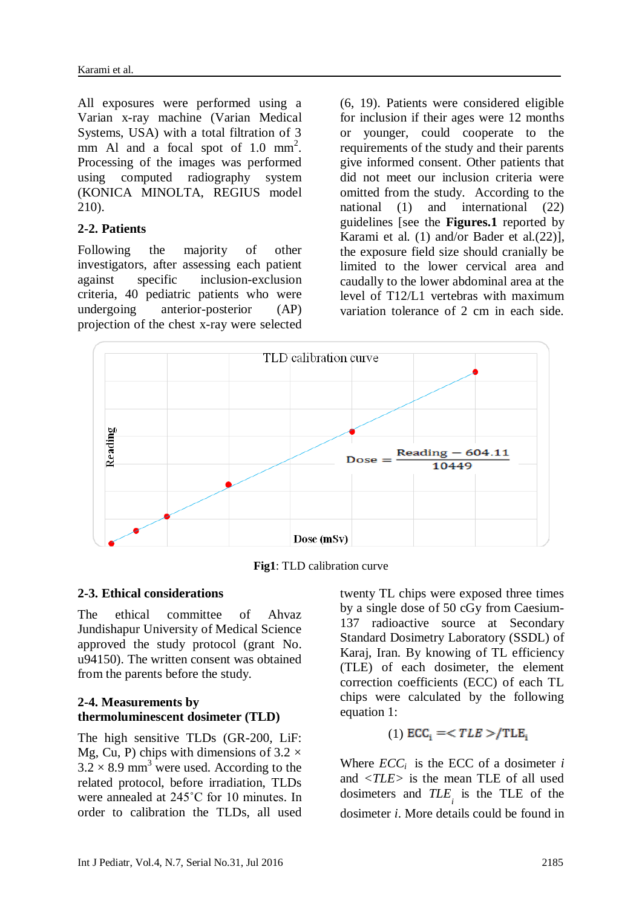All exposures were performed using a Varian x-ray machine (Varian Medical Systems, USA) with a total filtration of 3 mm Al and a focal spot of 1.0 $mm^2$. Processing of the images was performed using computed radiography system (KONICA MINOLTA, REGIUS model 210).

### 2-2. Patients

Following the majority of other investigators, after assessing each patient against specific inclusion-exclusion criteria, 40 pediatric patients who were undergoing anterior-posterior (AP) projection of the chest x-ray were selected (6, 19). Patients were considered eligible for inclusion if their ages were 12 months or younger, could cooperate to the requirements of the study and their parents give informed consent. Other patients that did not meet our inclusion criteria were omitted from the study. According to the national (1) and international (22) guidelines [see the **Figures.1** reported by Karami et al. (1) and/or Bader et al.(22)], the exposure field size should cranially be limited to the lower cervical area and caudally to the lower abdominal area at the level of T12/L1 vertebras with maximum variation tolerance of 2 cm in each side.

TLD calibration curve

$$Dose = \frac{Reading - 604.11}{10449}$$

**Fig1**: TLD calibration curve

### 2-3. Ethical considerations

The ethical committee of Ahvaz Jundishapur University of Medical Science approved the study protocol (grant No. u94150). The written consent was obtained from the parents before the study.

### 2-4. Measurements by thermoluminescent dosimeter (TLD)

The high sensitive TLDs (GR-200, LiF: Mg, Cu, P) chips with dimensions of 3.2 × 3.2 × 8.9 $mm^3$ were used. According to the related protocol, TLDs were annealed at 245˚C for 10 minutes. In order to calibration the TLDs, all used twenty TL chips were exposed three times by a single dose of 50 cGy from Caesium-137 radioactive source at Secondary Standard Dosimetry Laboratory (SSDL) of Karaj, Iran. By knowing of TL efficiency (TLE) of each dosimeter, the element correction coefficients (ECC) of each TL chips were calculated by the following equation 1:

$$(1)\ ECC_i = \langle TLE \rangle / TLE_i$$

Where $ECC_i$ is the ECC of a dosimeter $i$ and $\langle TLE \rangle$ is the mean TLE of all used dosimeters and $TLE_i$ is the TLE of the dosimeter $i$. More details could be found in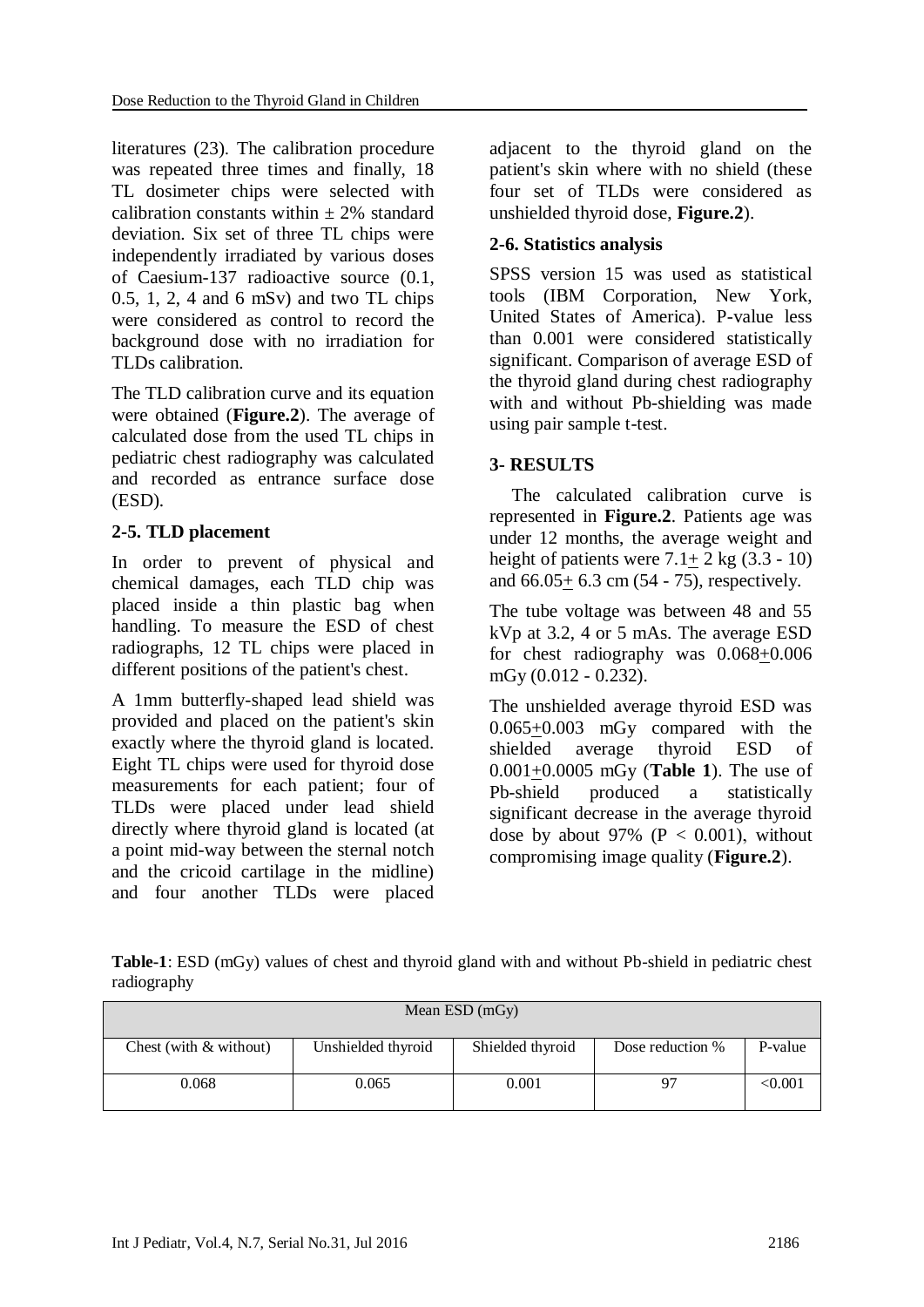literatures (23). The calibration procedure was repeated three times and finally, 18 TL dosimeter chips were selected with calibration constants within $\pm$ 2% standard deviation. Six set of three TL chips were independently irradiated by various doses of Caesium-137 radioactive source (0.1, 0.5, 1, 2, 4 and 6 mSv) and two TL chips were considered as control to record the background dose with no irradiation for TLDs calibration.

The TLD calibration curve and its equation were obtained (**Figure.2**). The average of calculated dose from the used TL chips in pediatric chest radiography was calculated and recorded as entrance surface dose (ESD).

### 2-5. TLD placement

In order to prevent of physical and chemical damages, each TLD chip was placed inside a thin plastic bag when handling. To measure the ESD of chest radiographs, 12 TL chips were placed in different positions of the patient's chest.

A 1mm butterfly-shaped lead shield was provided and placed on the patient's skin exactly where the thyroid gland is located. Eight TL chips were used for thyroid dose measurements for each patient; four of TLDs were placed under lead shield directly where thyroid gland is located (at a point mid-way between the sternal notch and the cricoid cartilage in the midline) and four another TLDs were placed adjacent to the thyroid gland on the patient's skin where with no shield (these four set of TLDs were considered as unshielded thyroid dose, **Figure.2**).

### 2-6. Statistics analysis

SPSS version 15 was used as statistical tools (IBM Corporation, New York, United States of America). P-value less than 0.001 were considered statistically significant. Comparison of average ESD of the thyroid gland during chest radiography with and without Pb-shielding was made using pair sample t-test.

## 3- RESULTS

The calculated calibration curve is represented in **Figure.2**. Patients age was under 12 months, the average weight and height of patients were 7.1$\pm$ 2 kg (3.3 - 10) and 66.05$\pm$ 6.3 cm (54 - 75), respectively.

The tube voltage was between 48 and 55 kVp at 3.2, 4 or 5 mAs. The average ESD for chest radiography was 0.068$\pm$0.006 mGy (0.012 - 0.232).

The unshielded average thyroid ESD was 0.065$\pm$0.003 mGy compared with the shielded average thyroid ESD of 0.001$\pm$0.0005 mGy (**Table 1**). The use of Pb-shield produced a statistically significant decrease in the average thyroid dose by about 97% ($P < 0.001$), without compromising image quality (**Figure.2**).

**Table-1**: ESD (mGy) values of chest and thyroid gland with and without Pb-shield in pediatric chest radiography

| Mean ESD (mGy) | | | | |
|---|---|---|---|---|
| Chest (with & without) | Unshielded thyroid | Shielded thyroid | Dose reduction % | P-value |
| 0.068 | 0.065 | 0.001 | 97 | <0.001 |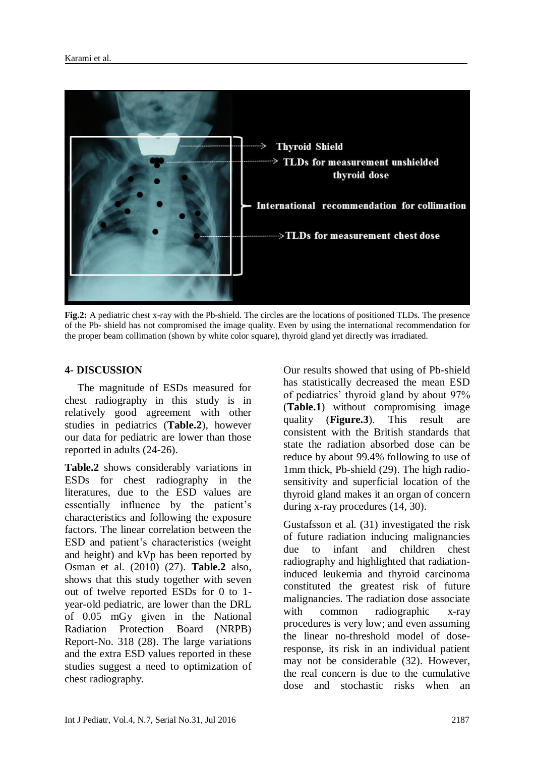**Fig.2:** A pediatric chest x-ray with the Pb-shield. The circles are the locations of positioned TLDs. The presence of the Pb- shield has not compromised the image quality. Even by using the international recommendation for the proper beam collimation (shown by white color square), thyroid gland yet directly was irradiated.

## 4- DISCUSSION

The magnitude of ESDs measured for chest radiography in this study is in relatively good agreement with other studies in pediatrics (**Table.2**), however our data for pediatric are lower than those reported in adults (24-26).

**Table.2** shows considerably variations in ESDs for chest radiography in the literatures, due to the ESD values are essentially influence by the patient's characteristics and following the exposure factors. The linear correlation between the ESD and patient's characteristics (weight and height) and kVp has been reported by Osman et al. (2010) (27). **Table.2** also, shows that this study together with seven out of twelve reported ESDs for 0 to 1-year-old pediatric, are lower than the DRL of 0.05 mGy given in the National Radiation Protection Board (NRPB) Report-No. 318 (28). The large variations and the extra ESD values reported in these studies suggest a need to optimization of chest radiography.

Our results showed that using of Pb-shield has statistically decreased the mean ESD of pediatrics' thyroid gland by about 97% (**Table.1**) without compromising image quality (**Figure.3**). This result are consistent with the British standards that state the radiation absorbed dose can be reduce by about 99.4% following to use of 1mm thick, Pb-shield (29). The high radio-sensitivity and superficial location of the thyroid gland makes it an organ of concern during x-ray procedures (14, 30).

Gustafsson et al. (31) investigated the risk of future radiation inducing malignancies due to infant and children chest radiography and highlighted that radiation-induced leukemia and thyroid carcinoma constituted the greatest risk of future malignancies. The radiation dose associate with common radiographic x-ray procedures is very low; and even assuming the linear no-threshold model of dose-response, its risk in an individual patient may not be considerable (32). However, the real concern is due to the cumulative dose and stochastic risks when an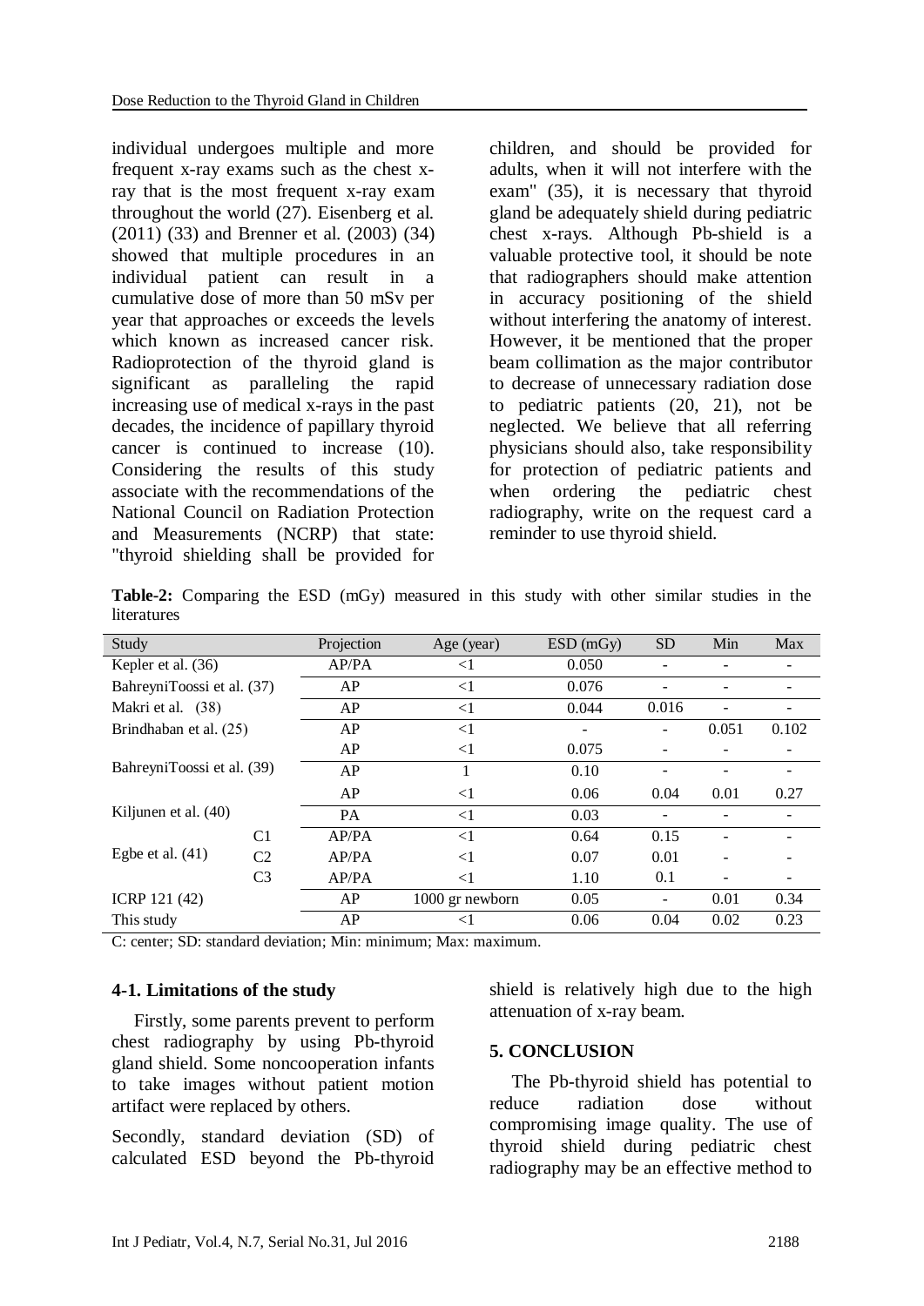individual undergoes multiple and more frequent x-ray exams such as the chest x-ray that is the most frequent x-ray exam throughout the world (27). Eisenberg et al. (2011) (33) and Brenner et al. (2003) (34) showed that multiple procedures in an individual patient can result in a cumulative dose of more than 50 mSv per year that approaches or exceeds the levels which known as increased cancer risk. Radioprotection of the thyroid gland is significant as paralleling the rapid increasing use of medical x-rays in the past decades, the incidence of papillary thyroid cancer is continued to increase (10). Considering the results of this study associate with the recommendations of the National Council on Radiation Protection and Measurements (NCRP) that state: "thyroid shielding shall be provided for children, and should be provided for adults, when it will not interfere with the exam" (35), it is necessary that thyroid gland be adequately shield during pediatric chest x-rays. Although Pb-shield is a valuable protective tool, it should be note that radiographers should make attention in accuracy positioning of the shield without interfering the anatomy of interest. However, it be mentioned that the proper beam collimation as the major contributor to decrease of unnecessary radiation dose to pediatric patients (20, 21), not be neglected. We believe that all referring physicians should also, take responsibility for protection of pediatric patients and when ordering the pediatric chest radiography, write on the request card a reminder to use thyroid shield.

**Table-2:** Comparing the ESD (mGy) measured in this study with other similar studies in the literatures

| Study | | Projection | Age (year) | ESD (mGy) | SD | Min | Max |
|---|---|---|---|---|---|---|---|
| Kepler et al. (36) | | AP/PA | <1 | 0.050 | - | - | - |
| BahreyniToossi et al. (37) | | AP | <1 | 0.076 | - | - | - |
| Makri et al. (38) | | AP | <1 | 0.044 | 0.016 | - | - |
| Brindhaban et al. (25) | | AP | <1 | - | - | 0.051 | 0.102 |
| | | AP | <1 | 0.075 | - | - | - |
| BahreyniToossi et al. (39) | | AP | 1 | 0.10 | - | - | - |
| | | AP | <1 | 0.06 | 0.04 | 0.01 | 0.27 |
| Kiljunen et al. (40) | | PA | <1 | 0.03 | - | - | - |
| Egbe et al. (41) | C1 | AP/PA | <1 | 0.64 | 0.15 | - | - |
| | C2 | AP/PA | <1 | 0.07 | 0.01 | - | - |
| | C3 | AP/PA | <1 | 1.10 | 0.1 | - | - |
| ICRP 121 (42) | | AP | 1000 gr newborn | 0.05 | - | 0.01 | 0.34 |
| This study | | AP | <1 | 0.06 | 0.04 | 0.02 | 0.23 |

C: center; SD: standard deviation; Min: minimum; Max: maximum.

### 4-1. Limitations of the study

Firstly, some parents prevent to perform chest radiography by using Pb-thyroid gland shield. Some noncooperation infants to take images without patient motion artifact were replaced by others.

Secondly, standard deviation (SD) of calculated ESD beyond the Pb-thyroid shield is relatively high due to the high attenuation of x-ray beam.

## 5. CONCLUSION

The Pb-thyroid shield has potential to reduce radiation dose without compromising image quality. The use of thyroid shield during pediatric chest radiography may be an effective method to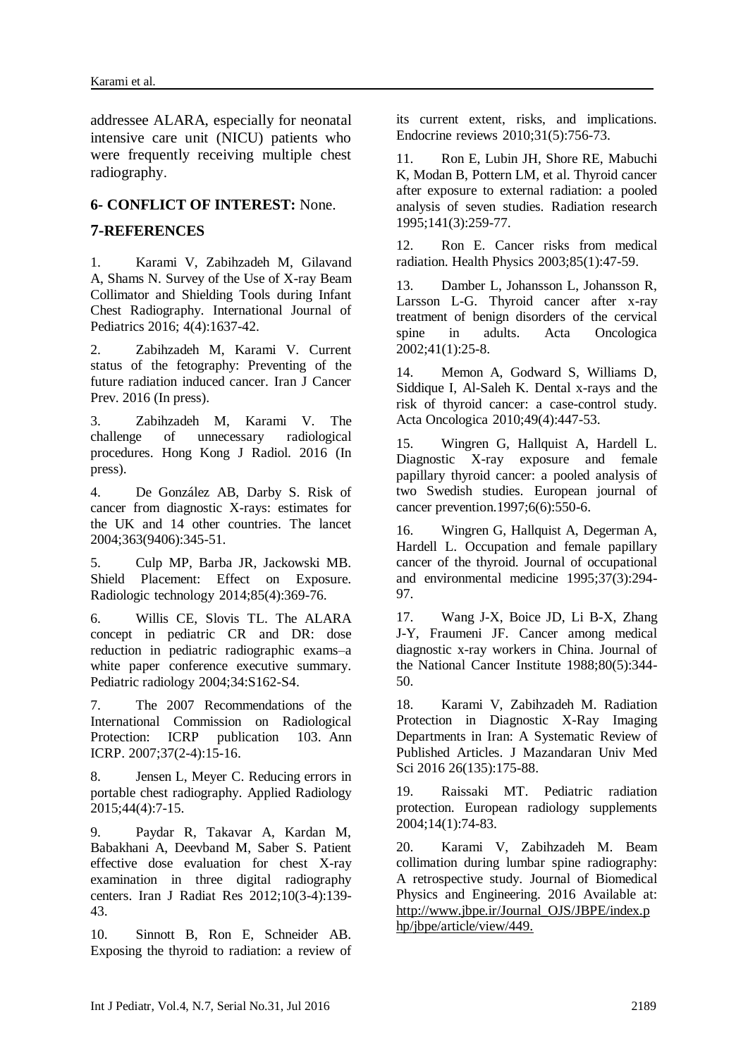addressee ALARA, especially for neonatal intensive care unit (NICU) patients who were frequently receiving multiple chest radiography.

## 6- CONFLICT OF INTEREST: None.

## 7-REFERENCES

1. Karami V, Zabihzadeh M, Gilavand A, Shams N. Survey of the Use of X-ray Beam Collimator and Shielding Tools during Infant Chest Radiography. International Journal of Pediatrics 2016; 4(4):1637-42.

2. Zabihzadeh M, Karami V. Current status of the fetography: Preventing of the future radiation induced cancer. Iran J Cancer Prev. 2016 (In press).

3. Zabihzadeh M, Karami V. The challenge of unnecessary radiological procedures. Hong Kong J Radiol. 2016 (In press).

4. De González AB, Darby S. Risk of cancer from diagnostic X-rays: estimates for the UK and 14 other countries. The lancet 2004;363(9406):345-51.

5. Culp MP, Barba JR, Jackowski MB. Shield Placement: Effect on Exposure. Radiologic technology 2014;85(4):369-76.

6. Willis CE, Slovis TL. The ALARA concept in pediatric CR and DR: dose reduction in pediatric radiographic exams–a white paper conference executive summary. Pediatric radiology 2004;34:S162-S4.

7. The 2007 Recommendations of the International Commission on Radiological Protection: ICRP publication 103. Ann ICRP. 2007;37(2-4):15-16.

8. Jensen L, Meyer C. Reducing errors in portable chest radiography. Applied Radiology 2015;44(4):7-15.

9. Paydar R, Takavar A, Kardan M, Babakhani A, Deevband M, Saber S. Patient effective dose evaluation for chest X-ray examination in three digital radiography centers. Iran J Radiat Res 2012;10(3-4):139-43.

10. Sinnott B, Ron E, Schneider AB. Exposing the thyroid to radiation: a review of its current extent, risks, and implications. Endocrine reviews 2010;31(5):756-73.

11. Ron E, Lubin JH, Shore RE, Mabuchi K, Modan B, Pottern LM, et al. Thyroid cancer after exposure to external radiation: a pooled analysis of seven studies. Radiation research 1995;141(3):259-77.

12. Ron E. Cancer risks from medical radiation. Health Physics 2003;85(1):47-59.

13. Damber L, Johansson L, Johansson R, Larsson L-G. Thyroid cancer after x-ray treatment of benign disorders of the cervical spine in adults. Acta Oncologica 2002;41(1):25-8.

14. Memon A, Godward S, Williams D, Siddique I, Al-Saleh K. Dental x-rays and the risk of thyroid cancer: a case-control study. Acta Oncologica 2010;49(4):447-53.

15. Wingren G, Hallquist A, Hardell L. Diagnostic X-ray exposure and female papillary thyroid cancer: a pooled analysis of two Swedish studies. European journal of cancer prevention.1997;6(6):550-6.

16. Wingren G, Hallquist A, Degerman A, Hardell L. Occupation and female papillary cancer of the thyroid. Journal of occupational and environmental medicine 1995;37(3):294-97.

17. Wang J-X, Boice JD, Li B-X, Zhang J-Y, Fraumeni JF. Cancer among medical diagnostic x-ray workers in China. Journal of the National Cancer Institute 1988;80(5):344-50.

18. Karami V, Zabihzadeh M. Radiation Protection in Diagnostic X-Ray Imaging Departments in Iran: A Systematic Review of Published Articles. J Mazandaran Univ Med Sci 2016 26(135):175-88.

19. Raissaki MT. Pediatric radiation protection. European radiology supplements 2004;14(1):74-83.

20. Karami V, Zabihzadeh M. Beam collimation during lumbar spine radiography: A retrospective study. Journal of Biomedical Physics and Engineering. 2016 Available at: http://www.jbpe.ir/Journal_OJS/JBPE/index.php/jbpe/article/view/449.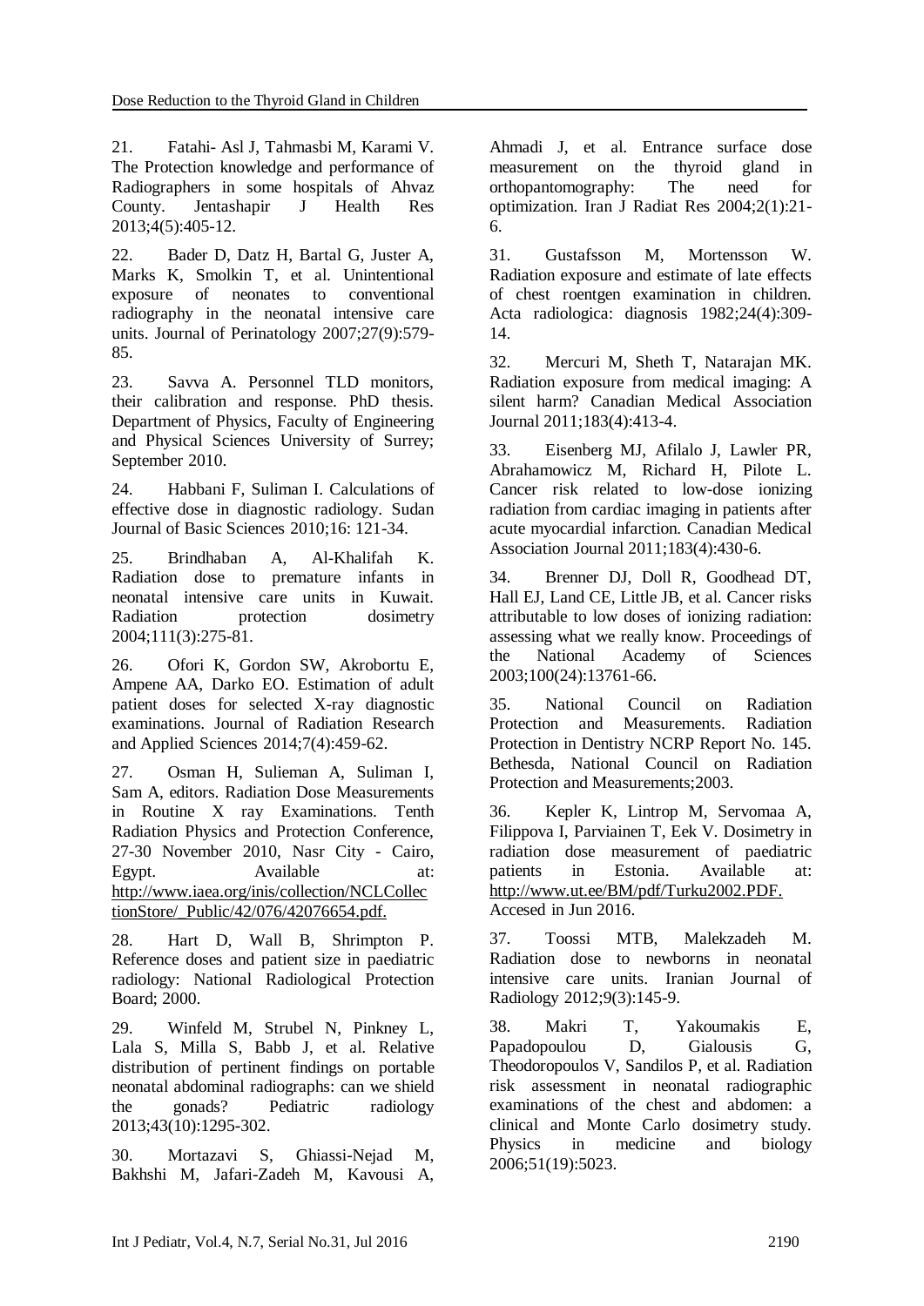21. Fatahi- Asl J, Tahmasbi M, Karami V. The Protection knowledge and performance of Radiographers in some hospitals of Ahvaz County. Jentashapir J Health Res 2013;4(5):405-12.

22. Bader D, Datz H, Bartal G, Juster A, Marks K, Smolkin T, et al. Unintentional exposure of neonates to conventional radiography in the neonatal intensive care units. Journal of Perinatology 2007;27(9):579-85.

23. Savva A. Personnel TLD monitors, their calibration and response. PhD thesis. Department of Physics, Faculty of Engineering and Physical Sciences University of Surrey; September 2010.

24. Habbani F, Suliman I. Calculations of effective dose in diagnostic radiology. Sudan Journal of Basic Sciences 2010;16: 121-34.

25. Brindhaban A, Al-Khalifah K. Radiation dose to premature infants in neonatal intensive care units in Kuwait. Radiation protection dosimetry 2004;111(3):275-81.

26. Ofori K, Gordon SW, Akrobortu E, Ampene AA, Darko EO. Estimation of adult patient doses for selected X-ray diagnostic examinations. Journal of Radiation Research and Applied Sciences 2014;7(4):459-62.

27. Osman H, Sulieman A, Suliman I, Sam A, editors. Radiation Dose Measurements in Routine X ray Examinations. Tenth Radiation Physics and Protection Conference, 27-30 November 2010, Nasr City - Cairo, Egypt. Available at: http://www.iaea.org/inis/collection/NCLCollectionStore/_Public/42/076/42076654.pdf.

28. Hart D, Wall B, Shrimpton P. Reference doses and patient size in paediatric radiology: National Radiological Protection Board; 2000.

29. Winfeld M, Strubel N, Pinkney L, Lala S, Milla S, Babb J, et al. Relative distribution of pertinent findings on portable neonatal abdominal radiographs: can we shield the gonads? Pediatric radiology 2013;43(10):1295-302.

30. Mortazavi S, Ghiassi-Nejad M, Bakhshi M, Jafari-Zadeh M, Kavousi A, Ahmadi J, et al. Entrance surface dose measurement on the thyroid gland in orthopantomography: The need for optimization. Iran J Radiat Res 2004;2(1):21-6.

31. Gustafsson M, Mortensson W. Radiation exposure and estimate of late effects of chest roentgen examination in children. Acta radiologica: diagnosis 1982;24(4):309-14.

32. Mercuri M, Sheth T, Natarajan MK. Radiation exposure from medical imaging: A silent harm? Canadian Medical Association Journal 2011;183(4):413-4.

33. Eisenberg MJ, Afilalo J, Lawler PR, Abrahamowicz M, Richard H, Pilote L. Cancer risk related to low-dose ionizing radiation from cardiac imaging in patients after acute myocardial infarction. Canadian Medical Association Journal 2011;183(4):430-6.

34. Brenner DJ, Doll R, Goodhead DT, Hall EJ, Land CE, Little JB, et al. Cancer risks attributable to low doses of ionizing radiation: assessing what we really know. Proceedings of the National Academy of Sciences 2003;100(24):13761-66.

35. National Council on Radiation Protection and Measurements. Radiation Protection in Dentistry NCRP Report No. 145. Bethesda, National Council on Radiation Protection and Measurements;2003.

36. Kepler K, Lintrop M, Servomaa A, Filippova I, Parviainen T, Eek V. Dosimetry in radiation dose measurement of paediatric patients in Estonia. Available at: http://www.ut.ee/BM/pdf/Turku2002.PDF. Accesed in Jun 2016.

37. Toossi MTB, Malekzadeh M. Radiation dose to newborns in neonatal intensive care units. Iranian Journal of Radiology 2012;9(3):145-9.

38. Makri T, Yakoumakis E, Papadopoulou D, Gialousis G, Theodoropoulos V, Sandilos P, et al. Radiation risk assessment in neonatal radiographic examinations of the chest and abdomen: a clinical and Monte Carlo dosimetry study. Physics in medicine and biology 2006;51(19):5023.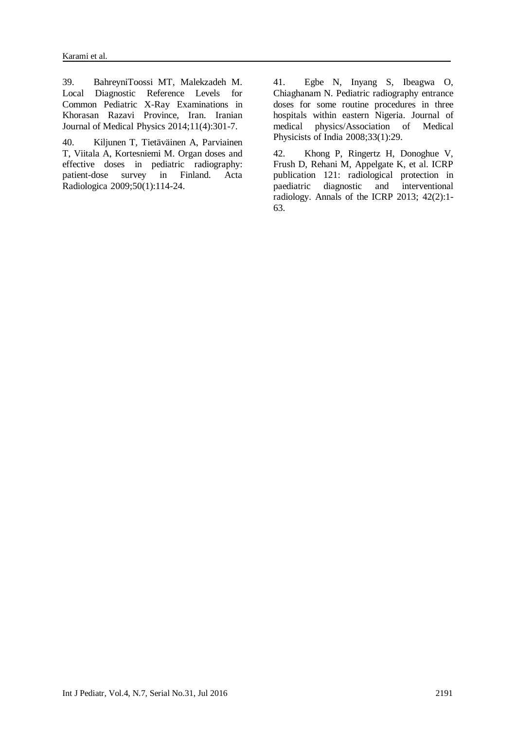39. BahreyniToossi MT, Malekzadeh M. Local Diagnostic Reference Levels for Common Pediatric X-Ray Examinations in Khorasan Razavi Province, Iran. Iranian Journal of Medical Physics 2014;11(4):301-7.

40. Kiljunen T, Tietäväinen A, Parviainen T, Viitala A, Kortesniemi M. Organ doses and effective doses in pediatric radiography: patient-dose survey in Finland. Acta Radiologica 2009;50(1):114-24.

41. Egbe N, Inyang S, Ibeagwa O, Chiaghanam N. Pediatric radiography entrance doses for some routine procedures in three hospitals within eastern Nigeria. Journal of medical physics/Association of Medical Physicists of India 2008;33(1):29.

42. Khong P, Ringertz H, Donoghue V, Frush D, Rehani M, Appelgate K, et al. ICRP publication 121: radiological protection in paediatric diagnostic and interventional radiology. Annals of the ICRP 2013; 42(2):1-63.